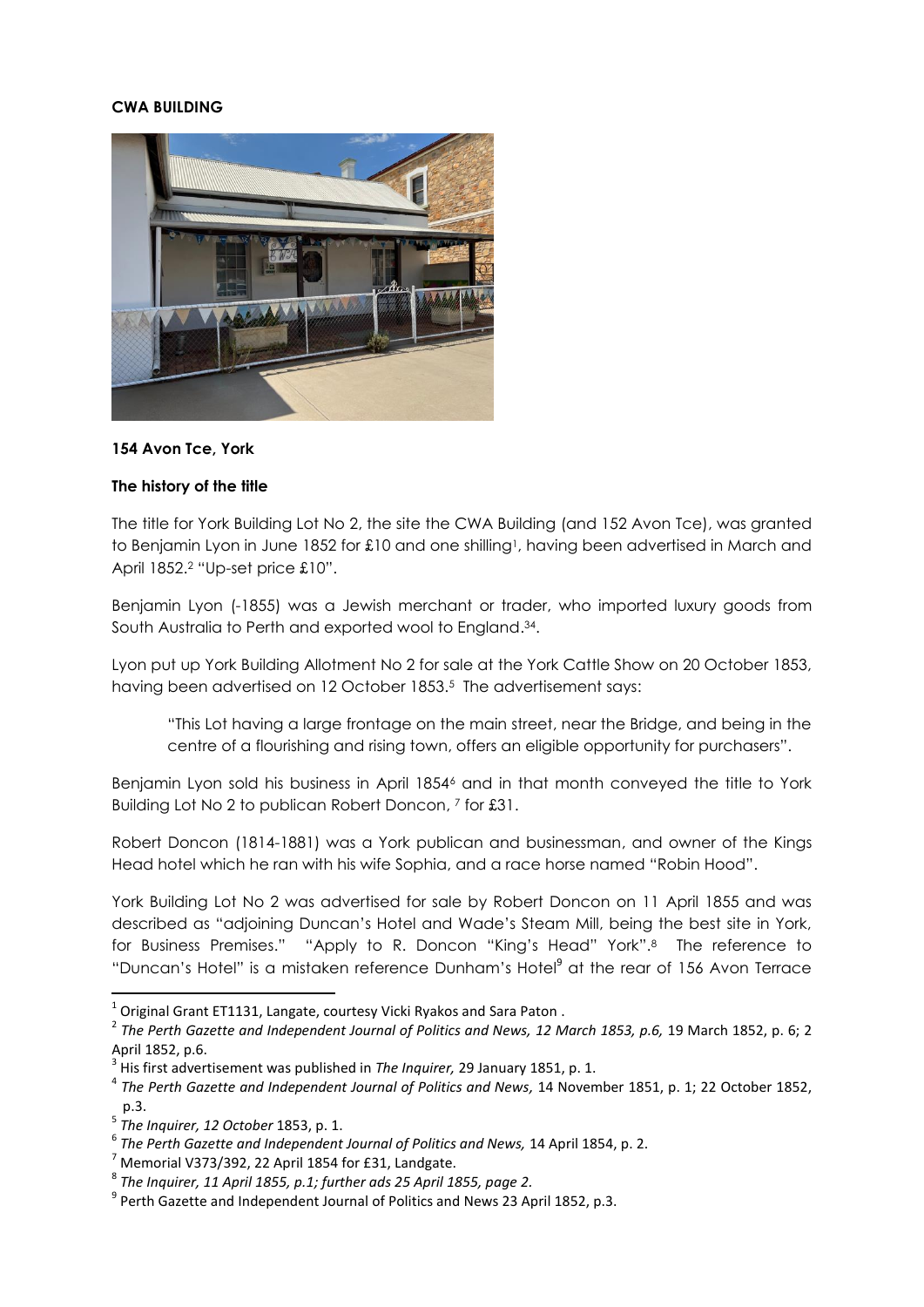**CWA BUILDING**

**154 Avon Tce, York**

**The history of the title**

The title for York Building Lot No 2, the site the CWA Building (and 152 Avon Tce), was granted to Benjamin Lyon in June 1852 for £10 and one shilling[1], having been advertised in March and April 1852.[2] "Up-set price £10".

Benjamin Lyon (-1855) was a Jewish merchant or trader, who imported luxury goods from South Australia to Perth and exported wool to England.[3][4].

Lyon put up York Building Allotment No 2 for sale at the York Cattle Show on 20 October 1853, having been advertised on 12 October 1853.[5] The advertisement says:

> "This Lot having a large frontage on the main street, near the Bridge, and being in the centre of a flourishing and rising town, offers an eligible opportunity for purchasers".

Benjamin Lyon sold his business in April 1854[6] and in that month conveyed the title to York Building Lot No 2 to publican Robert Doncon, [7] for £31.

Robert Doncon (1814-1881) was a York publican and businessman, and owner of the Kings Head hotel which he ran with his wife Sophia, and a race horse named "Robin Hood".

York Building Lot No 2 was advertised for sale by Robert Doncon on 11 April 1855 and was described as "adjoining Duncan's Hotel and Wade's Steam Mill, being the best site in York, for Business Premises." "Apply to R. Doncon "King's Head" York".[8] The reference to "Duncan's Hotel" is a mistaken reference Dunham's Hotel[9] at the rear of 156 Avon Terrace

---

[1] Original Grant ET1131, Langate, courtesy Vicki Ryakos and Sara Paton .

[2] *The Perth Gazette and Independent Journal of Politics and News, 12 March 1853, p.6,* 19 March 1852, p. 6; 2 April 1852, p.6.

[3] His first advertisement was published in *The Inquirer,* 29 January 1851, p. 1.

[4] *The Perth Gazette and Independent Journal of Politics and News,* 14 November 1851, p. 1; 22 October 1852, p.3.

[5] *The Inquirer, 12 October* 1853, p. 1.

[6] *The Perth Gazette and Independent Journal of Politics and News,* 14 April 1854, p. 2.

[7] Memorial V373/392, 22 April 1854 for £31, Landgate.

[8] *The Inquirer, 11 April 1855, p.1; further ads 25 April 1855, page 2.*

[9] Perth Gazette and Independent Journal of Politics and News 23 April 1852, p.3.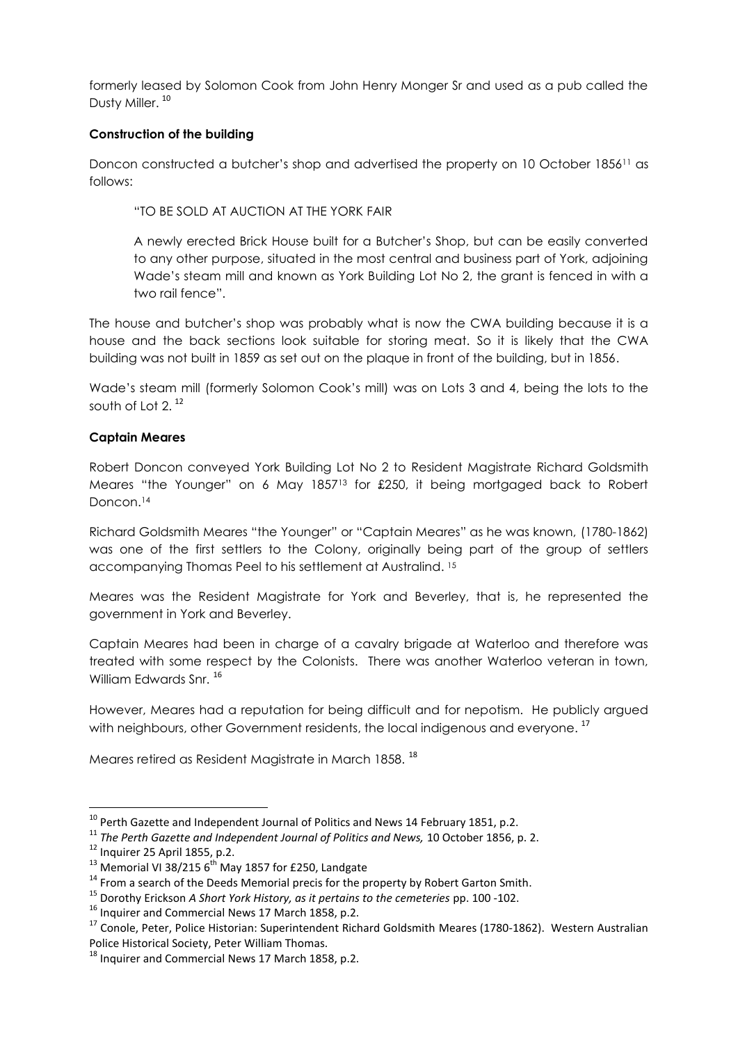formerly leased by Solomon Cook from John Henry Monger Sr and used as a pub called the Dusty Miller. [10]

**Construction of the building**

Doncon constructed a butcher's shop and advertised the property on 10 October 1856[11] as follows:

> "TO BE SOLD AT AUCTION AT THE YORK FAIR
>
> A newly erected Brick House built for a Butcher's Shop, but can be easily converted to any other purpose, situated in the most central and business part of York, adjoining Wade's steam mill and known as York Building Lot No 2, the grant is fenced in with a two rail fence".

The house and butcher's shop was probably what is now the CWA building because it is a house and the back sections look suitable for storing meat. So it is likely that the CWA building was not built in 1859 as set out on the plaque in front of the building, but in 1856.

Wade's steam mill (formerly Solomon Cook's mill) was on Lots 3 and 4, being the lots to the south of Lot 2. [12]

**Captain Meares**

Robert Doncon conveyed York Building Lot No 2 to Resident Magistrate Richard Goldsmith Meares "the Younger" on 6 May 1857[13] for £250, it being mortgaged back to Robert Doncon.[14]

Richard Goldsmith Meares "the Younger" or "Captain Meares" as he was known, (1780-1862) was one of the first settlers to the Colony, originally being part of the group of settlers accompanying Thomas Peel to his settlement at Australind. [15]

Meares was the Resident Magistrate for York and Beverley, that is, he represented the government in York and Beverley.

Captain Meares had been in charge of a cavalry brigade at Waterloo and therefore was treated with some respect by the Colonists. There was another Waterloo veteran in town, William Edwards Snr. [16]

However, Meares had a reputation for being difficult and for nepotism. He publicly argued with neighbours, other Government residents, the local indigenous and everyone. [17]

Meares retired as Resident Magistrate in March 1858. [18]

---

[10] Perth Gazette and Independent Journal of Politics and News 14 February 1851, p.2.

[11] *The Perth Gazette and Independent Journal of Politics and News,* 10 October 1856, p. 2.

[12] Inquirer 25 April 1855, p.2.

[13] Memorial VI 38/215 6th May 1857 for £250, Landgate

[14] From a search of the Deeds Memorial precis for the property by Robert Garton Smith.

[15] Dorothy Erickson *A Short York History, as it pertains to the cemeteries* pp. 100 -102.

[16] Inquirer and Commercial News 17 March 1858, p.2.

[17] Conole, Peter, Police Historian: Superintendent Richard Goldsmith Meares (1780-1862). Western Australian Police Historical Society, Peter William Thomas.

[18] Inquirer and Commercial News 17 March 1858, p.2.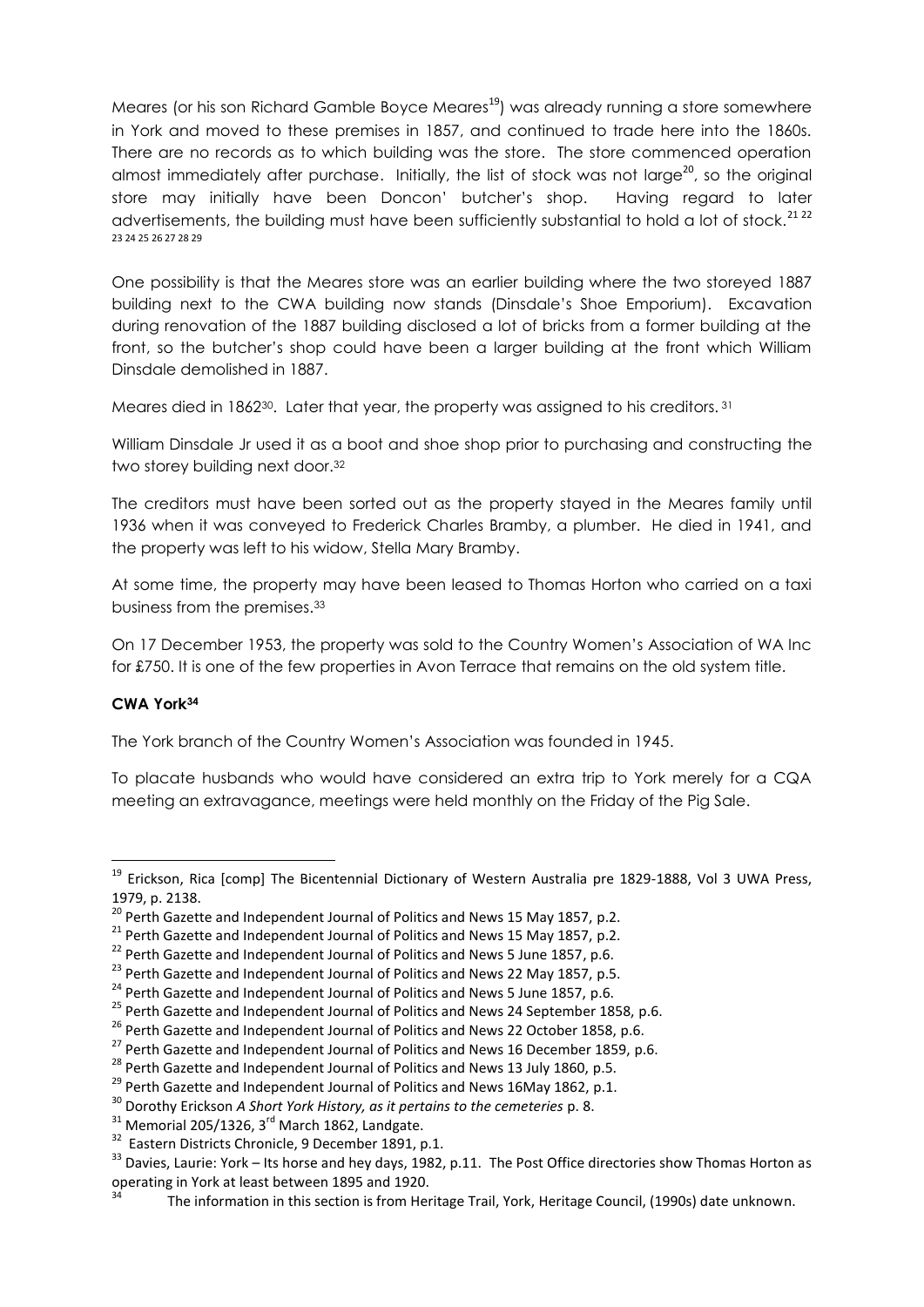Meares (or his son Richard Gamble Boyce Meares[19]) was already running a store somewhere in York and moved to these premises in 1857, and continued to trade here into the 1860s. There are no records as to which building was the store. The store commenced operation almost immediately after purchase. Initially, the list of stock was not large[20], so the original store may initially have been Doncon' butcher's shop. Having regard to later advertisements, the building must have been sufficiently substantial to hold a lot of stock.[21] [22] [23] [24] [25] [26] [27] [28] [29]

One possibility is that the Meares store was an earlier building where the two storeyed 1887 building next to the CWA building now stands (Dinsdale's Shoe Emporium). Excavation during renovation of the 1887 building disclosed a lot of bricks from a former building at the front, so the butcher's shop could have been a larger building at the front which William Dinsdale demolished in 1887.

Meares died in 1862[30]. Later that year, the property was assigned to his creditors. [31]

William Dinsdale Jr used it as a boot and shoe shop prior to purchasing and constructing the two storey building next door.[32]

The creditors must have been sorted out as the property stayed in the Meares family until 1936 when it was conveyed to Frederick Charles Bramby, a plumber. He died in 1941, and the property was left to his widow, Stella Mary Bramby.

At some time, the property may have been leased to Thomas Horton who carried on a taxi business from the premises.[33]

On 17 December 1953, the property was sold to the Country Women's Association of WA Inc for £750. It is one of the few properties in Avon Terrace that remains on the old system title.

**CWA York[34]**

The York branch of the Country Women's Association was founded in 1945.

To placate husbands who would have considered an extra trip to York merely for a CQA meeting an extravagance, meetings were held monthly on the Friday of the Pig Sale.

---

[19] Erickson, Rica [comp] The Bicentennial Dictionary of Western Australia pre 1829-1888, Vol 3 UWA Press, 1979, p. 2138.

[20] Perth Gazette and Independent Journal of Politics and News 15 May 1857, p.2.

[21] Perth Gazette and Independent Journal of Politics and News 15 May 1857, p.2.

[22] Perth Gazette and Independent Journal of Politics and News 5 June 1857, p.6.

[23] Perth Gazette and Independent Journal of Politics and News 22 May 1857, p.5.

[24] Perth Gazette and Independent Journal of Politics and News 5 June 1857, p.6.

[25] Perth Gazette and Independent Journal of Politics and News 24 September 1858, p.6.

[26] Perth Gazette and Independent Journal of Politics and News 22 October 1858, p.6.

[27] Perth Gazette and Independent Journal of Politics and News 16 December 1859, p.6.

[28] Perth Gazette and Independent Journal of Politics and News 13 July 1860, p.5.

[29] Perth Gazette and Independent Journal of Politics and News 16May 1862, p.1.

[30] Dorothy Erickson *A Short York History, as it pertains to the cemeteries* p. 8.

[31] Memorial 205/1326, 3rd March 1862, Landgate.

[32] Eastern Districts Chronicle, 9 December 1891, p.1.

[33] Davies, Laurie: York – Its horse and hey days, 1982, p.11. The Post Office directories show Thomas Horton as operating in York at least between 1895 and 1920.

[34] The information in this section is from Heritage Trail, York, Heritage Council, (1990s) date unknown.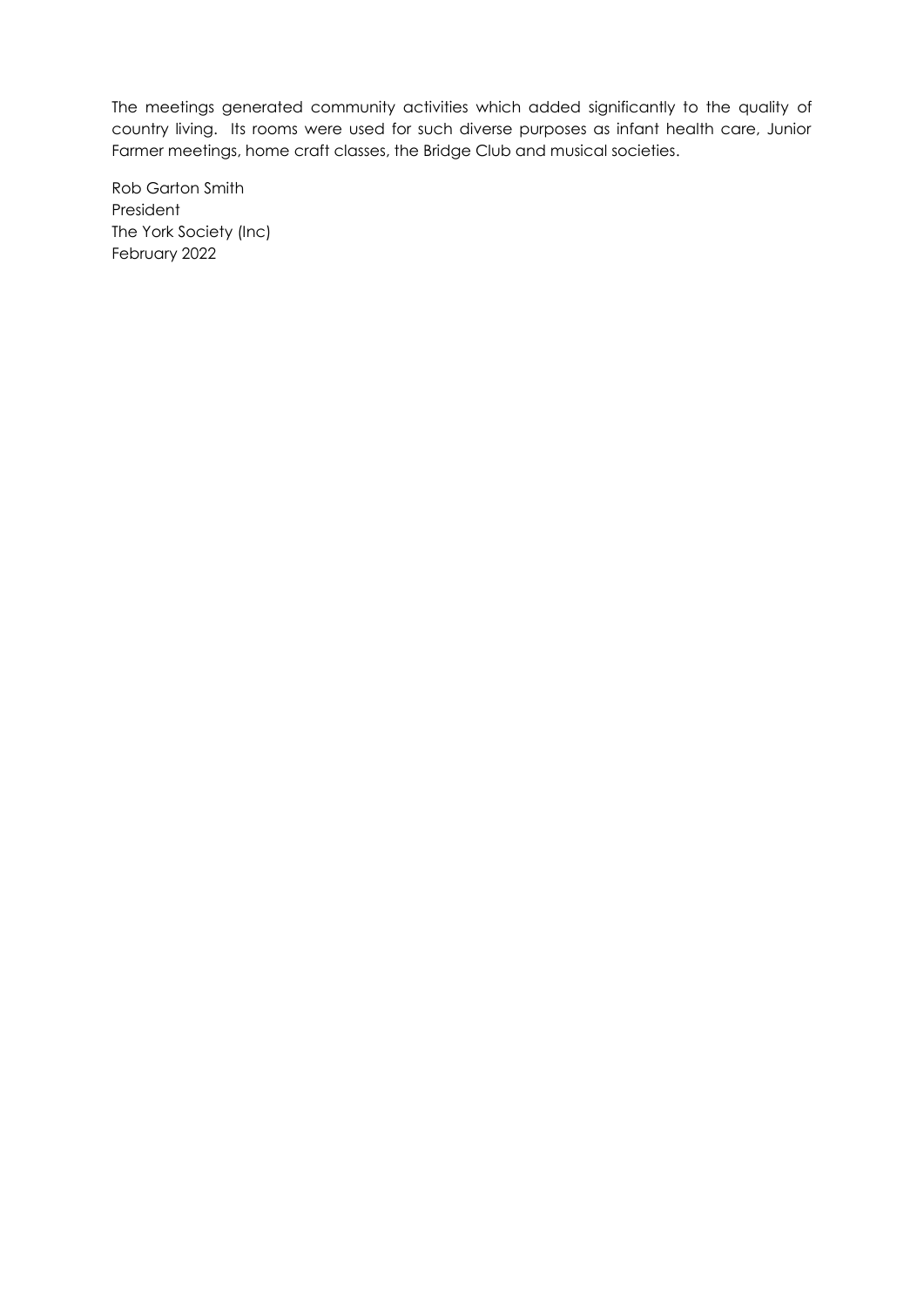The meetings generated community activities which added significantly to the quality of country living. Its rooms were used for such diverse purposes as infant health care, Junior Farmer meetings, home craft classes, the Bridge Club and musical societies.

Rob Garton Smith
President
The York Society (Inc)
February 2022